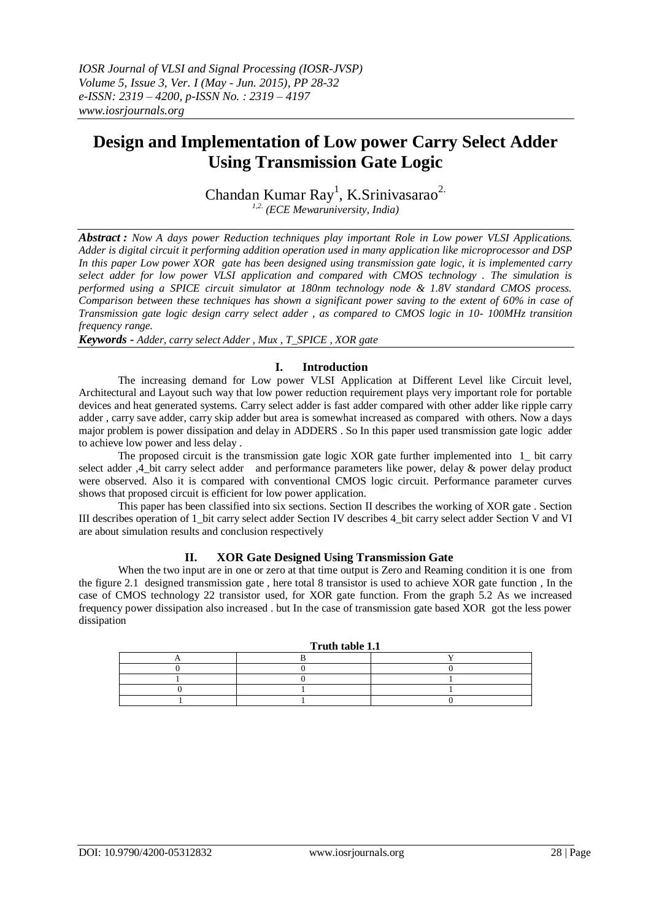# Design and Implementation of Low power Carry Select Adder Using Transmission Gate Logic

Chandan Kumar Ray[1], K.Srinivasarao[2.]

[1,2.] *(ECE Mewaruniversity, India)*

***Abstract :*** *Now A days power Reduction techniques play important Role in Low power VLSI Applications. Adder is digital circuit it performing addition operation used in many application like microprocessor and DSP In this paper Low power XOR gate has been designed using transmission gate logic, it is implemented carry select adder for low power VLSI application and compared with CMOS technology . The simulation is performed using a SPICE circuit simulator at 180nm technology node & 1.8V standard CMOS process. Comparison between these techniques has shown a significant power saving to the extent of 60% in case of Transmission gate logic design carry select adder , as compared to CMOS logic in 10- 100MHz transition frequency range.*

***Keywords -*** *Adder, carry select Adder , Mux , T_SPICE , XOR gate*

## I. Introduction

The increasing demand for Low power VLSI Application at Different Level like Circuit level, Architectural and Layout such way that low power reduction requirement plays very important role for portable devices and heat generated systems. Carry select adder is fast adder compared with other adder like ripple carry adder , carry save adder, carry skip adder but area is somewhat increased as compared with others. Now a days major problem is power dissipation and delay in ADDERS . So In this paper used transmission gate logic adder to achieve low power and less delay .

The proposed circuit is the transmission gate logic XOR gate further implemented into 1_ bit carry select adder ,4_bit carry select adder and performance parameters like power, delay & power delay product were observed. Also it is compared with conventional CMOS logic circuit. Performance parameter curves shows that proposed circuit is efficient for low power application.

This paper has been classified into six sections. Section II describes the working of XOR gate . Section III describes operation of 1_bit carry select adder Section IV describes 4_bit carry select adder Section V and VI are about simulation results and conclusion respectively

## II. XOR Gate Designed Using Transmission Gate

When the two input are in one or zero at that time output is Zero and Reaming condition it is one from the figure 2.1 designed transmission gate , here total 8 transistor is used to achieve XOR gate function , In the case of CMOS technology 22 transistor used, for XOR gate function. From the graph 5.2 As we increased frequency power dissipation also increased . but In the case of transmission gate based XOR got the less power dissipation

**Truth table 1.1**

| A | B | Y |
|---|---|---|
| 0 | 0 | 0 |
| 1 | 0 | 1 |
| 0 | 1 | 1 |
| 1 | 1 | 0 |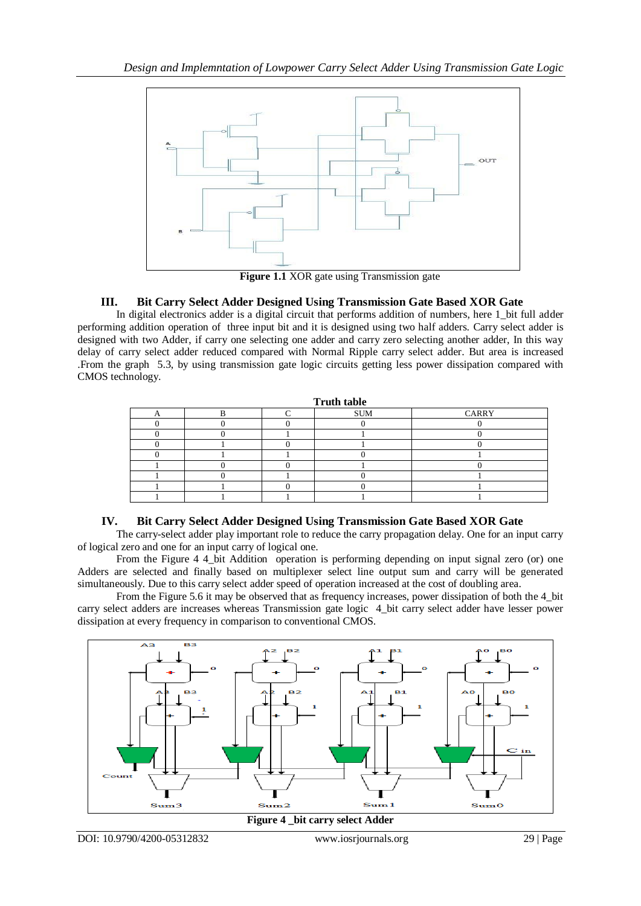**Figure 1.1** XOR gate using Transmission gate

## III. Bit Carry Select Adder Designed Using Transmission Gate Based XOR Gate

In digital electronics adder is a digital circuit that performs addition of numbers, here 1_bit full adder performing addition operation of three input bit and it is designed using two half adders. Carry select adder is designed with two Adder, if carry one selecting one adder and carry zero selecting another adder, In this way delay of carry select adder reduced compared with Normal Ripple carry select adder. But area is increased .From the graph 5.3, by using transmission gate logic circuits getting less power dissipation compared with CMOS technology.

**Truth table**

| A | B | C | SUM | CARRY |
|---|---|---|---|---|
| 0 | 0 | 0 | 0 | 0 |
| 0 | 0 | 1 | 1 | 0 |
| 0 | 1 | 0 | 1 | 0 |
| 0 | 1 | 1 | 0 | 1 |
| 1 | 0 | 0 | 1 | 0 |
| 1 | 0 | 1 | 0 | 1 |
| 1 | 1 | 0 | 0 | 1 |
| 1 | 1 | 1 | 1 | 1 |

## IV. Bit Carry Select Adder Designed Using Transmission Gate Based XOR Gate

The carry-select adder play important role to reduce the carry propagation delay. One for an input carry of logical zero and one for an input carry of logical one.

From the Figure 4 4_bit Addition operation is performing depending on input signal zero (or) one Adders are selected and finally based on multiplexer select line output sum and carry will be generated simultaneously. Due to this carry select adder speed of operation increased at the cost of doubling area.

From the Figure 5.6 it may be observed that as frequency increases, power dissipation of both the 4_bit carry select adders are increases whereas Transmission gate logic 4_bit carry select adder have lesser power dissipation at every frequency in comparison to conventional CMOS.

**Figure 4 _bit carry select Adder**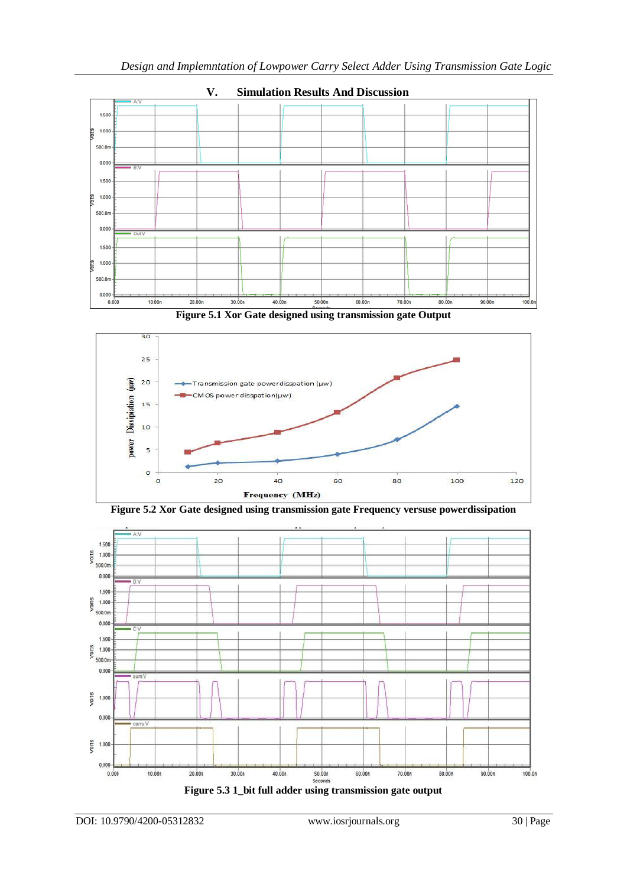## V. Simulation Results And Discussion

**Figure 5.1 Xor Gate designed using transmission gate Output**

**Figure 5.2 Xor Gate designed using transmission gate Frequency versuse powerdissipation**

**Figure 5.3 1_bit full adder using transmission gate output**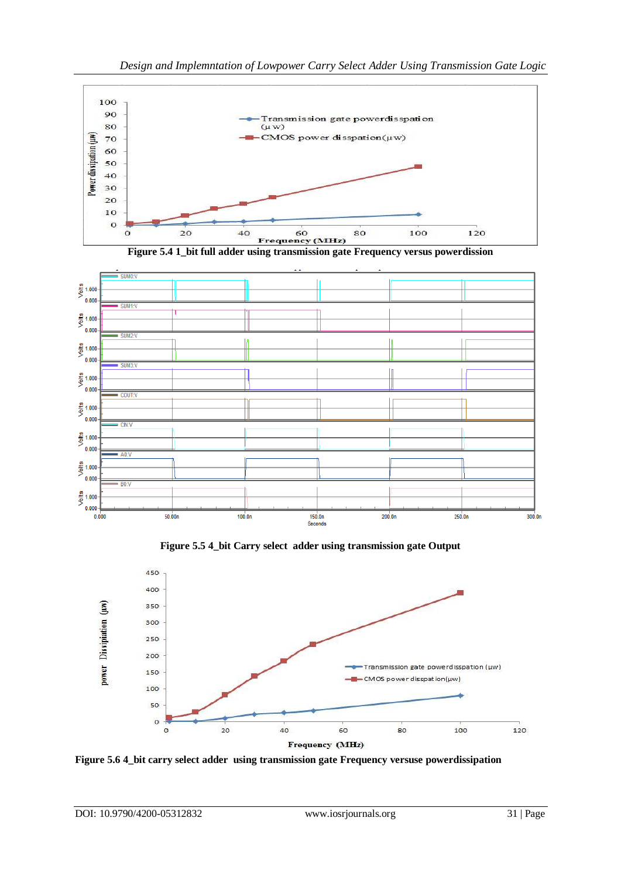Figure 5.4 1_bit full adder using transmission gate Frequency versus powerdission

Figure 5.5 4_bit Carry select adder using transmission gate Output

Figure 5.6 4_bit carry select adder using transmission gate Frequency versuse powerdissipation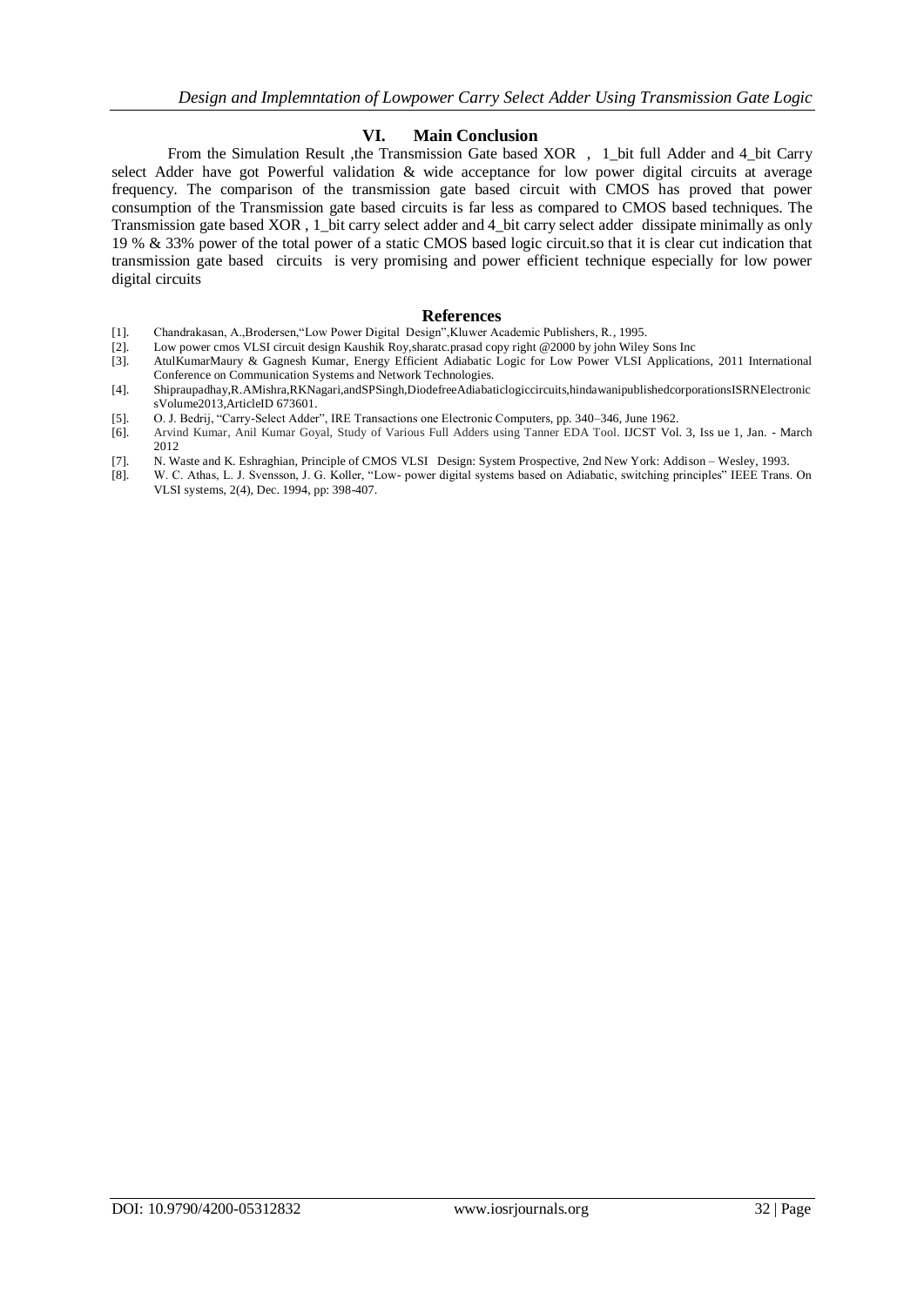## VI. Main Conclusion

From the Simulation Result ,the Transmission Gate based XOR , 1_bit full Adder and 4_bit Carry select Adder have got Powerful validation & wide acceptance for low power digital circuits at average frequency. The comparison of the transmission gate based circuit with CMOS has proved that power consumption of the Transmission gate based circuits is far less as compared to CMOS based techniques. The Transmission gate based XOR , 1_bit carry select adder and 4_bit carry select adder dissipate minimally as only 19 % & 33% power of the total power of a static CMOS based logic circuit.so that it is clear cut indication that transmission gate based circuits is very promising and power efficient technique especially for low power digital circuits

## References

- [1]. Chandrakasan, A.,Brodersen,"Low Power Digital Design",Kluwer Academic Publishers, R., 1995.
- [2]. Low power cmos VLSI circuit design Kaushik Roy,sharatc.prasad copy right @2000 by john Wiley Sons Inc
- [3]. AtulKumarMaury & Gagnesh Kumar, Energy Efficient Adiabatic Logic for Low Power VLSI Applications, 2011 International Conference on Communication Systems and Network Technologies.
- [4]. Shipraupadhay,R.AMishra,RKNagari,andSPSingh,DiodefreeAdiabaticlogiccircuits,hindawanipublishedcorporationsISRNElectronicsVolume2013,ArticleID 673601.
- [5]. O. J. Bedrij, "Carry-Select Adder", IRE Transactions one Electronic Computers, pp. 340–346, June 1962.
- [6]. Arvind Kumar, Anil Kumar Goyal, Study of Various Full Adders using Tanner EDA Tool. IJCST Vol. 3, Iss ue 1, Jan. - March 2012
- [7]. N. Waste and K. Eshraghian, Principle of CMOS VLSI Design: System Prospective, 2nd New York: Addison – Wesley, 1993.
- [8]. W. C. Athas, L. J. Svensson, J. G. Koller, "Low- power digital systems based on Adiabatic, switching principles" IEEE Trans. On VLSI systems, 2(4), Dec. 1994, pp: 398-407.